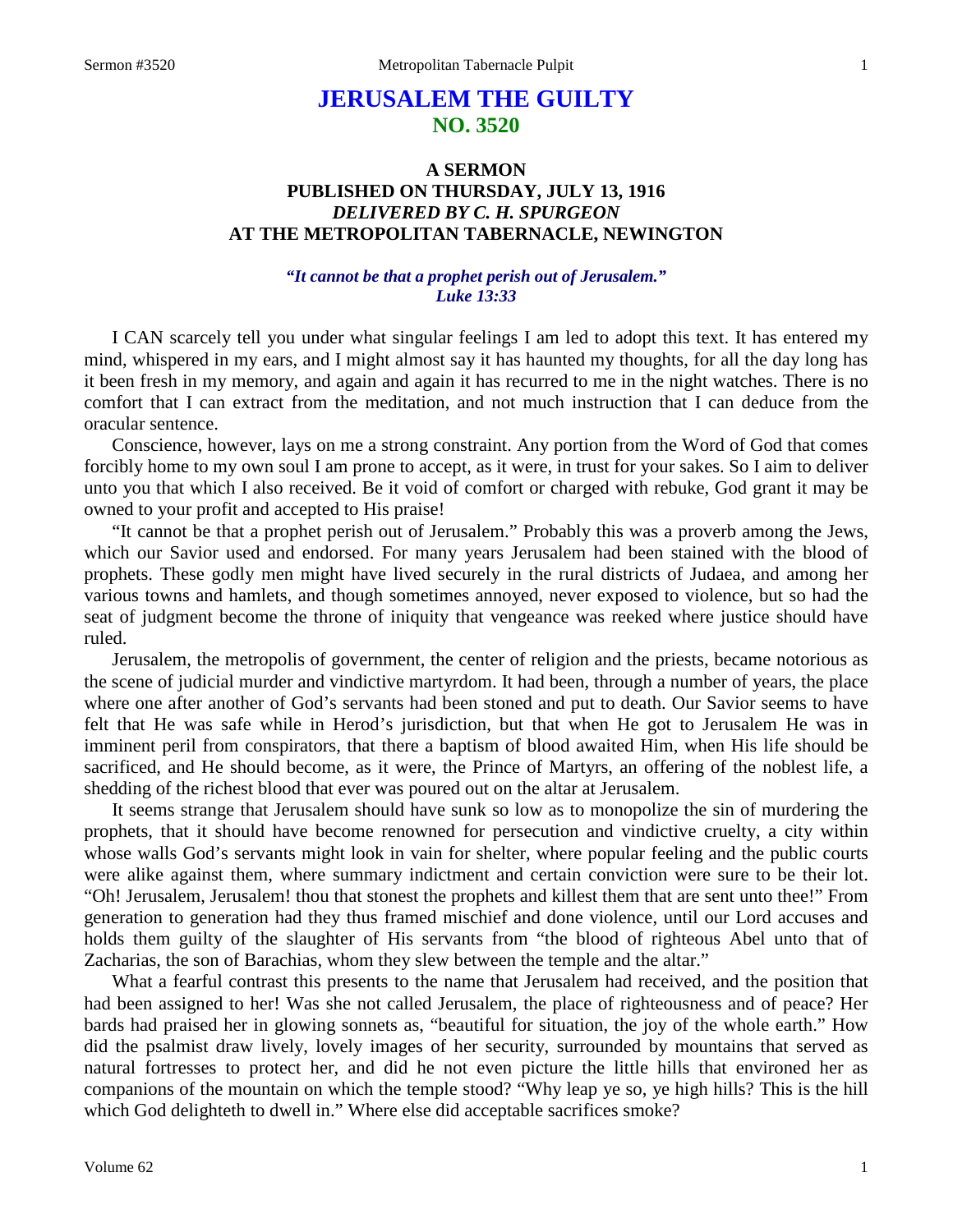# JERUSALEM THE GUILTY
## NO. 3520

### A SERMON
### PUBLISHED ON THURSDAY, JULY 13, 1916
### *DELIVERED BY C. H. SPURGEON*
### AT THE METROPOLITAN TABERNACLE, NEWINGTON

***"It cannot be that a prophet perish out of Jerusalem."***
***Luke 13:33***

I CAN scarcely tell you under what singular feelings I am led to adopt this text. It has entered my mind, whispered in my ears, and I might almost say it has haunted my thoughts, for all the day long has it been fresh in my memory, and again and again it has recurred to me in the night watches. There is no comfort that I can extract from the meditation, and not much instruction that I can deduce from the oracular sentence.

Conscience, however, lays on me a strong constraint. Any portion from the Word of God that comes forcibly home to my own soul I am prone to accept, as it were, in trust for your sakes. So I aim to deliver unto you that which I also received. Be it void of comfort or charged with rebuke, God grant it may be owned to your profit and accepted to His praise!

"It cannot be that a prophet perish out of Jerusalem." Probably this was a proverb among the Jews, which our Savior used and endorsed. For many years Jerusalem had been stained with the blood of prophets. These godly men might have lived securely in the rural districts of Judaea, and among her various towns and hamlets, and though sometimes annoyed, never exposed to violence, but so had the seat of judgment become the throne of iniquity that vengeance was reeked where justice should have ruled.

Jerusalem, the metropolis of government, the center of religion and the priests, became notorious as the scene of judicial murder and vindictive martyrdom. It had been, through a number of years, the place where one after another of God's servants had been stoned and put to death. Our Savior seems to have felt that He was safe while in Herod's jurisdiction, but that when He got to Jerusalem He was in imminent peril from conspirators, that there a baptism of blood awaited Him, when His life should be sacrificed, and He should become, as it were, the Prince of Martyrs, an offering of the noblest life, a shedding of the richest blood that ever was poured out on the altar at Jerusalem.

It seems strange that Jerusalem should have sunk so low as to monopolize the sin of murdering the prophets, that it should have become renowned for persecution and vindictive cruelty, a city within whose walls God's servants might look in vain for shelter, where popular feeling and the public courts were alike against them, where summary indictment and certain conviction were sure to be their lot. "Oh! Jerusalem, Jerusalem! thou that stonest the prophets and killest them that are sent unto thee!" From generation to generation had they thus framed mischief and done violence, until our Lord accuses and holds them guilty of the slaughter of His servants from "the blood of righteous Abel unto that of Zacharias, the son of Barachias, whom they slew between the temple and the altar."

What a fearful contrast this presents to the name that Jerusalem had received, and the position that had been assigned to her! Was she not called Jerusalem, the place of righteousness and of peace? Her bards had praised her in glowing sonnets as, "beautiful for situation, the joy of the whole earth." How did the psalmist draw lively, lovely images of her security, surrounded by mountains that served as natural fortresses to protect her, and did he not even picture the little hills that environed her as companions of the mountain on which the temple stood? "Why leap ye so, ye high hills? This is the hill which God delighteth to dwell in." Where else did acceptable sacrifices smoke?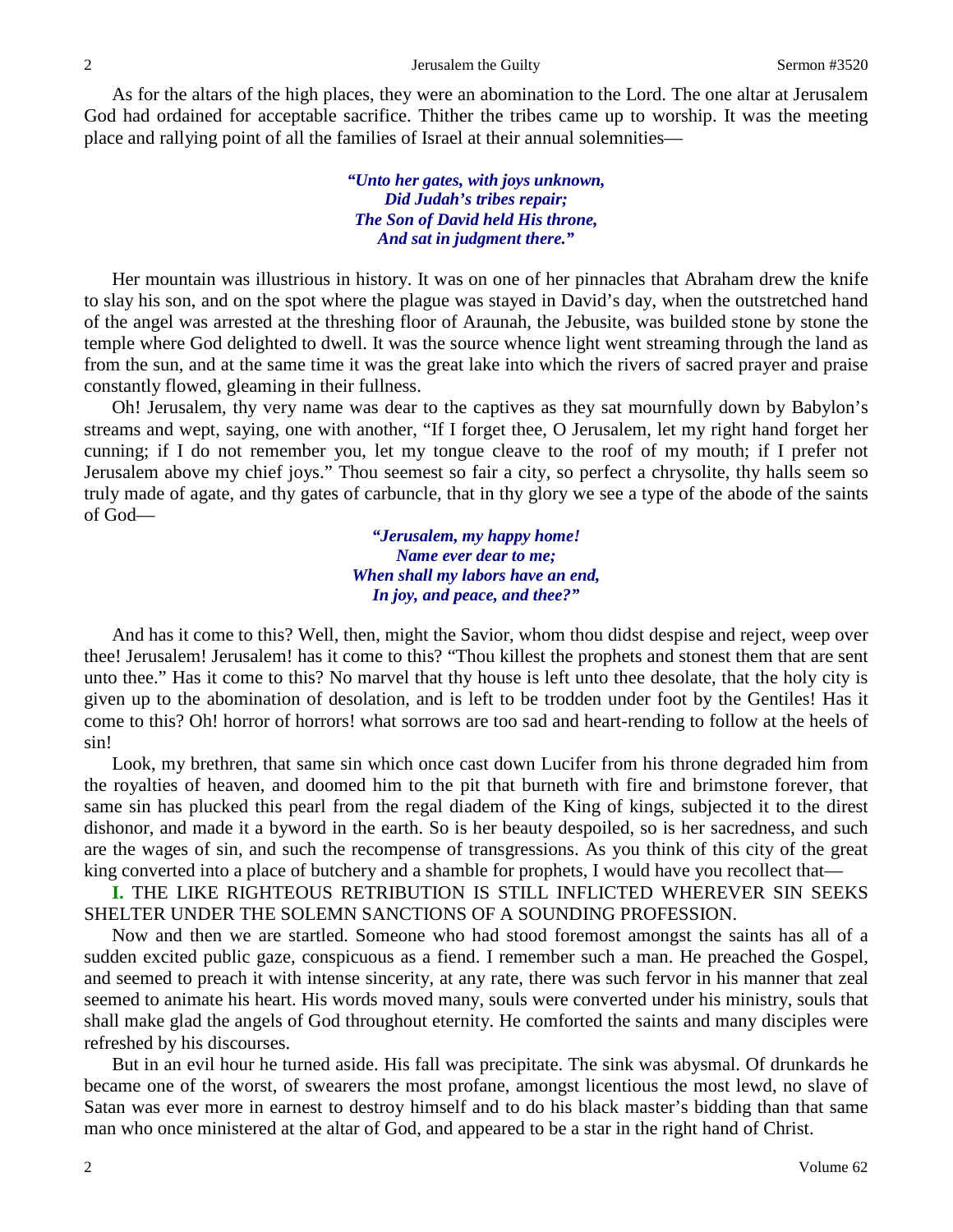As for the altars of the high places, they were an abomination to the Lord. The one altar at Jerusalem God had ordained for acceptable sacrifice. Thither the tribes came up to worship. It was the meeting place and rallying point of all the families of Israel at their annual solemnities—

> ***"Unto her gates, with joys unknown,***
> ***Did Judah's tribes repair;***
> ***The Son of David held His throne,***
> ***And sat in judgment there."***

Her mountain was illustrious in history. It was on one of her pinnacles that Abraham drew the knife to slay his son, and on the spot where the plague was stayed in David's day, when the outstretched hand of the angel was arrested at the threshing floor of Araunah, the Jebusite, was builded stone by stone the temple where God delighted to dwell. It was the source whence light went streaming through the land as from the sun, and at the same time it was the great lake into which the rivers of sacred prayer and praise constantly flowed, gleaming in their fullness.

Oh! Jerusalem, thy very name was dear to the captives as they sat mournfully down by Babylon's streams and wept, saying, one with another, "If I forget thee, O Jerusalem, let my right hand forget her cunning; if I do not remember you, let my tongue cleave to the roof of my mouth; if I prefer not Jerusalem above my chief joys." Thou seemest so fair a city, so perfect a chrysolite, thy halls seem so truly made of agate, and thy gates of carbuncle, that in thy glory we see a type of the abode of the saints of God—

> ***"Jerusalem, my happy home!***
> ***Name ever dear to me;***
> ***When shall my labors have an end,***
> ***In joy, and peace, and thee?"***

And has it come to this? Well, then, might the Savior, whom thou didst despise and reject, weep over thee! Jerusalem! Jerusalem! has it come to this? "Thou killest the prophets and stonest them that are sent unto thee." Has it come to this? No marvel that thy house is left unto thee desolate, that the holy city is given up to the abomination of desolation, and is left to be trodden under foot by the Gentiles! Has it come to this? Oh! horror of horrors! what sorrows are too sad and heart-rending to follow at the heels of sin!

Look, my brethren, that same sin which once cast down Lucifer from his throne degraded him from the royalties of heaven, and doomed him to the pit that burneth with fire and brimstone forever, that same sin has plucked this pearl from the regal diadem of the King of kings, subjected it to the direst dishonor, and made it a byword in the earth. So is her beauty despoiled, so is her sacredness, and such are the wages of sin, and such the recompense of transgressions. As you think of this city of the great king converted into a place of butchery and a shamble for prophets, I would have you recollect that—

**I.** THE LIKE RIGHTEOUS RETRIBUTION IS STILL INFLICTED WHEREVER SIN SEEKS SHELTER UNDER THE SOLEMN SANCTIONS OF A SOUNDING PROFESSION.

Now and then we are startled. Someone who had stood foremost amongst the saints has all of a sudden excited public gaze, conspicuous as a fiend. I remember such a man. He preached the Gospel, and seemed to preach it with intense sincerity, at any rate, there was such fervor in his manner that zeal seemed to animate his heart. His words moved many, souls were converted under his ministry, souls that shall make glad the angels of God throughout eternity. He comforted the saints and many disciples were refreshed by his discourses.

But in an evil hour he turned aside. His fall was precipitate. The sink was abysmal. Of drunkards he became one of the worst, of swearers the most profane, amongst licentious the most lewd, no slave of Satan was ever more in earnest to destroy himself and to do his black master's bidding than that same man who once ministered at the altar of God, and appeared to be a star in the right hand of Christ.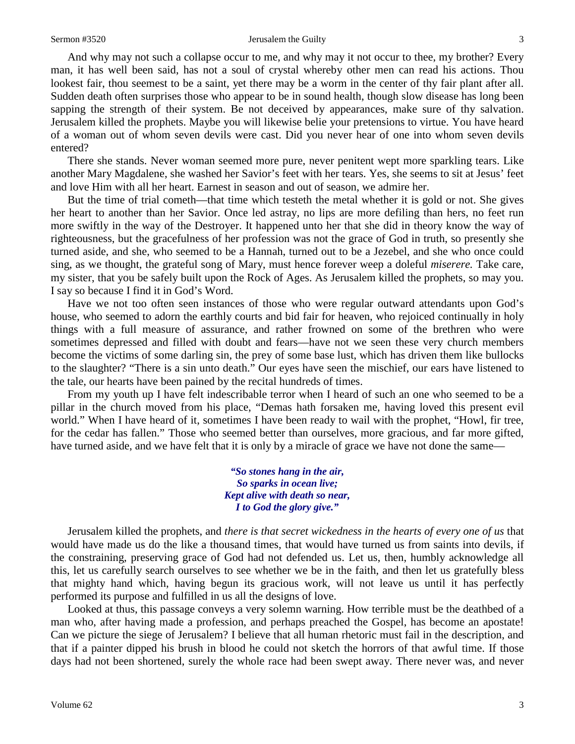And why may not such a collapse occur to me, and why may it not occur to thee, my brother? Every man, it has well been said, has not a soul of crystal whereby other men can read his actions. Thou lookest fair, thou seemest to be a saint, yet there may be a worm in the center of thy fair plant after all. Sudden death often surprises those who appear to be in sound health, though slow disease has long been sapping the strength of their system. Be not deceived by appearances, make sure of thy salvation. Jerusalem killed the prophets. Maybe you will likewise belie your pretensions to virtue. You have heard of a woman out of whom seven devils were cast. Did you never hear of one into whom seven devils entered?

There she stands. Never woman seemed more pure, never penitent wept more sparkling tears. Like another Mary Magdalene, she washed her Savior's feet with her tears. Yes, she seems to sit at Jesus' feet and love Him with all her heart. Earnest in season and out of season, we admire her.

But the time of trial cometh—that time which testeth the metal whether it is gold or not. She gives her heart to another than her Savior. Once led astray, no lips are more defiling than hers, no feet run more swiftly in the way of the Destroyer. It happened unto her that she did in theory know the way of righteousness, but the gracefulness of her profession was not the grace of God in truth, so presently she turned aside, and she, who seemed to be a Hannah, turned out to be a Jezebel, and she who once could sing, as we thought, the grateful song of Mary, must hence forever weep a doleful *miserere.* Take care, my sister, that you be safely built upon the Rock of Ages. As Jerusalem killed the prophets, so may you. I say so because I find it in God's Word.

Have we not too often seen instances of those who were regular outward attendants upon God's house, who seemed to adorn the earthly courts and bid fair for heaven, who rejoiced continually in holy things with a full measure of assurance, and rather frowned on some of the brethren who were sometimes depressed and filled with doubt and fears—have not we seen these very church members become the victims of some darling sin, the prey of some base lust, which has driven them like bullocks to the slaughter? "There is a sin unto death." Our eyes have seen the mischief, our ears have listened to the tale, our hearts have been pained by the recital hundreds of times.

From my youth up I have felt indescribable terror when I heard of such an one who seemed to be a pillar in the church moved from his place, "Demas hath forsaken me, having loved this present evil world." When I have heard of it, sometimes I have been ready to wail with the prophet, "Howl, fir tree, for the cedar has fallen." Those who seemed better than ourselves, more gracious, and far more gifted, have turned aside, and we have felt that it is only by a miracle of grace we have not done the same—

> ***"So stones hang in the air,***
> ***So sparks in ocean live;***
> ***Kept alive with death so near,***
> ***I to God the glory give."***

Jerusalem killed the prophets, and *there is that secret wickedness in the hearts of every one of us* that would have made us do the like a thousand times, that would have turned us from saints into devils, if the constraining, preserving grace of God had not defended us. Let us, then, humbly acknowledge all this, let us carefully search ourselves to see whether we be in the faith, and then let us gratefully bless that mighty hand which, having begun its gracious work, will not leave us until it has perfectly performed its purpose and fulfilled in us all the designs of love.

Looked at thus, this passage conveys a very solemn warning. How terrible must be the deathbed of a man who, after having made a profession, and perhaps preached the Gospel, has become an apostate! Can we picture the siege of Jerusalem? I believe that all human rhetoric must fail in the description, and that if a painter dipped his brush in blood he could not sketch the horrors of that awful time. If those days had not been shortened, surely the whole race had been swept away. There never was, and never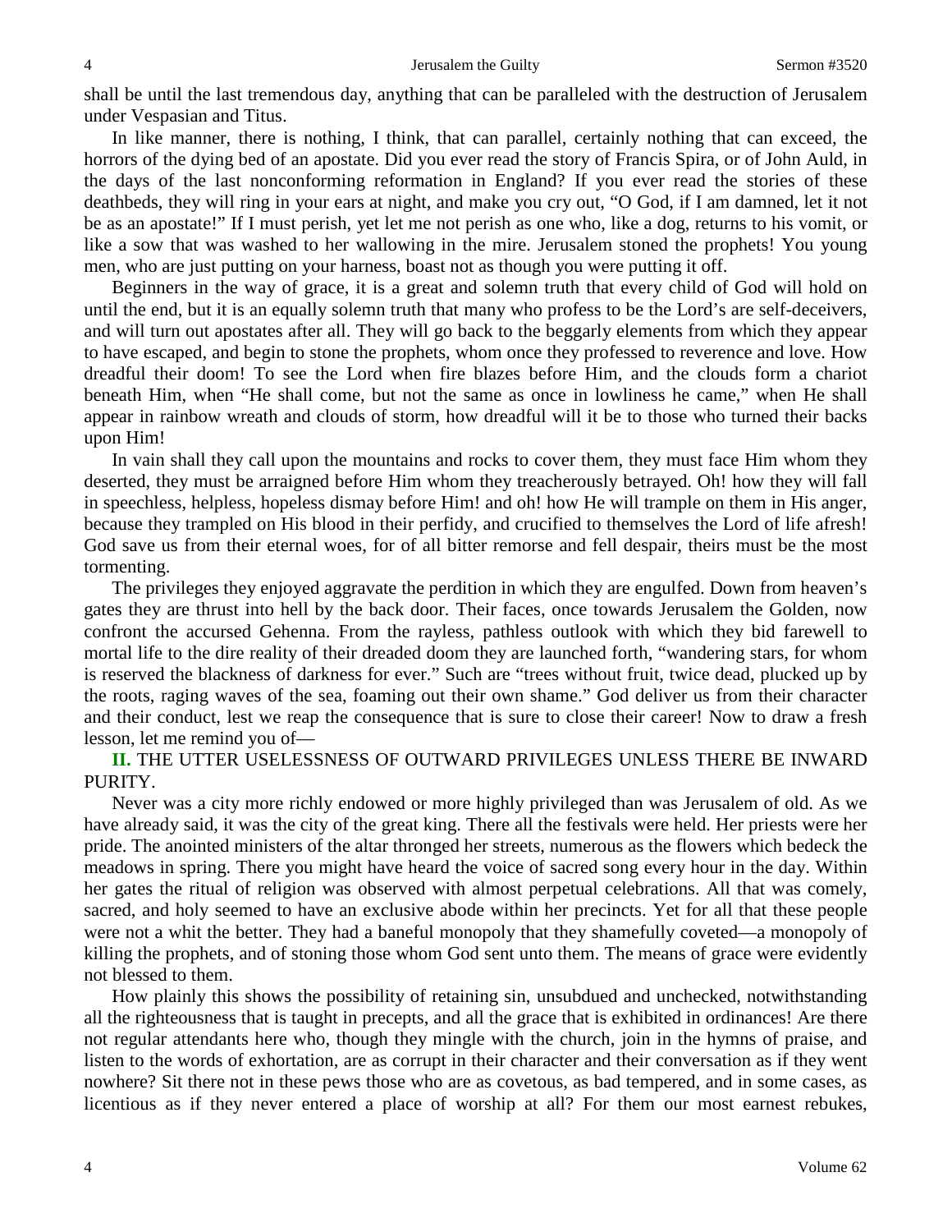shall be until the last tremendous day, anything that can be paralleled with the destruction of Jerusalem under Vespasian and Titus.

In like manner, there is nothing, I think, that can parallel, certainly nothing that can exceed, the horrors of the dying bed of an apostate. Did you ever read the story of Francis Spira, or of John Auld, in the days of the last nonconforming reformation in England? If you ever read the stories of these deathbeds, they will ring in your ears at night, and make you cry out, "O God, if I am damned, let it not be as an apostate!" If I must perish, yet let me not perish as one who, like a dog, returns to his vomit, or like a sow that was washed to her wallowing in the mire. Jerusalem stoned the prophets! You young men, who are just putting on your harness, boast not as though you were putting it off.

Beginners in the way of grace, it is a great and solemn truth that every child of God will hold on until the end, but it is an equally solemn truth that many who profess to be the Lord's are self-deceivers, and will turn out apostates after all. They will go back to the beggarly elements from which they appear to have escaped, and begin to stone the prophets, whom once they professed to reverence and love. How dreadful their doom! To see the Lord when fire blazes before Him, and the clouds form a chariot beneath Him, when "He shall come, but not the same as once in lowliness he came," when He shall appear in rainbow wreath and clouds of storm, how dreadful will it be to those who turned their backs upon Him!

In vain shall they call upon the mountains and rocks to cover them, they must face Him whom they deserted, they must be arraigned before Him whom they treacherously betrayed. Oh! how they will fall in speechless, helpless, hopeless dismay before Him! and oh! how He will trample on them in His anger, because they trampled on His blood in their perfidy, and crucified to themselves the Lord of life afresh! God save us from their eternal woes, for of all bitter remorse and fell despair, theirs must be the most tormenting.

The privileges they enjoyed aggravate the perdition in which they are engulfed. Down from heaven's gates they are thrust into hell by the back door. Their faces, once towards Jerusalem the Golden, now confront the accursed Gehenna. From the rayless, pathless outlook with which they bid farewell to mortal life to the dire reality of their dreaded doom they are launched forth, "wandering stars, for whom is reserved the blackness of darkness for ever." Such are "trees without fruit, twice dead, plucked up by the roots, raging waves of the sea, foaming out their own shame." God deliver us from their character and their conduct, lest we reap the consequence that is sure to close their career! Now to draw a fresh lesson, let me remind you of—

**II.** THE UTTER USELESSNESS OF OUTWARD PRIVILEGES UNLESS THERE BE INWARD PURITY.

Never was a city more richly endowed or more highly privileged than was Jerusalem of old. As we have already said, it was the city of the great king. There all the festivals were held. Her priests were her pride. The anointed ministers of the altar thronged her streets, numerous as the flowers which bedeck the meadows in spring. There you might have heard the voice of sacred song every hour in the day. Within her gates the ritual of religion was observed with almost perpetual celebrations. All that was comely, sacred, and holy seemed to have an exclusive abode within her precincts. Yet for all that these people were not a whit the better. They had a baneful monopoly that they shamefully coveted—a monopoly of killing the prophets, and of stoning those whom God sent unto them. The means of grace were evidently not blessed to them.

How plainly this shows the possibility of retaining sin, unsubdued and unchecked, notwithstanding all the righteousness that is taught in precepts, and all the grace that is exhibited in ordinances! Are there not regular attendants here who, though they mingle with the church, join in the hymns of praise, and listen to the words of exhortation, are as corrupt in their character and their conversation as if they went nowhere? Sit there not in these pews those who are as covetous, as bad tempered, and in some cases, as licentious as if they never entered a place of worship at all? For them our most earnest rebukes,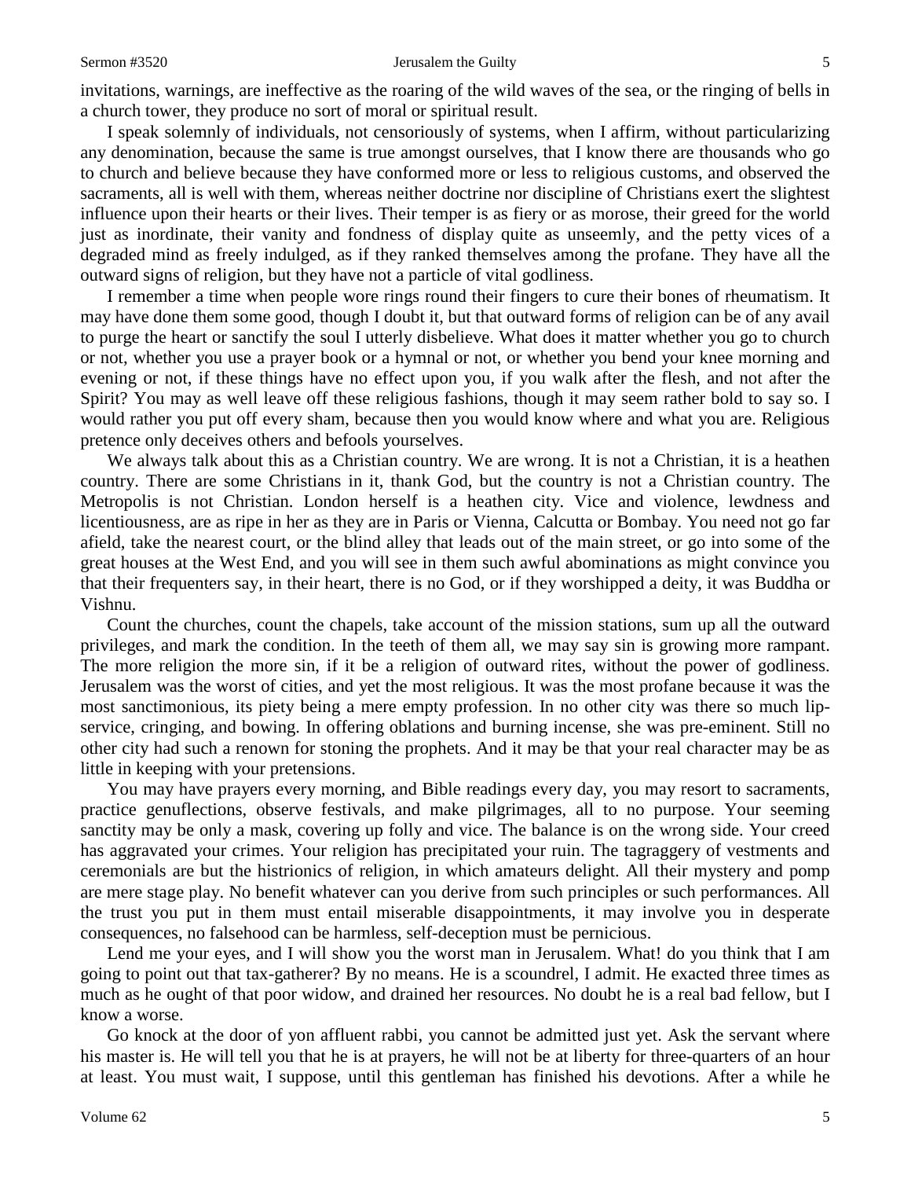invitations, warnings, are ineffective as the roaring of the wild waves of the sea, or the ringing of bells in a church tower, they produce no sort of moral or spiritual result.

I speak solemnly of individuals, not censoriously of systems, when I affirm, without particularizing any denomination, because the same is true amongst ourselves, that I know there are thousands who go to church and believe because they have conformed more or less to religious customs, and observed the sacraments, all is well with them, whereas neither doctrine nor discipline of Christians exert the slightest influence upon their hearts or their lives. Their temper is as fiery or as morose, their greed for the world just as inordinate, their vanity and fondness of display quite as unseemly, and the petty vices of a degraded mind as freely indulged, as if they ranked themselves among the profane. They have all the outward signs of religion, but they have not a particle of vital godliness.

I remember a time when people wore rings round their fingers to cure their bones of rheumatism. It may have done them some good, though I doubt it, but that outward forms of religion can be of any avail to purge the heart or sanctify the soul I utterly disbelieve. What does it matter whether you go to church or not, whether you use a prayer book or a hymnal or not, or whether you bend your knee morning and evening or not, if these things have no effect upon you, if you walk after the flesh, and not after the Spirit? You may as well leave off these religious fashions, though it may seem rather bold to say so. I would rather you put off every sham, because then you would know where and what you are. Religious pretence only deceives others and befools yourselves.

We always talk about this as a Christian country. We are wrong. It is not a Christian, it is a heathen country. There are some Christians in it, thank God, but the country is not a Christian country. The Metropolis is not Christian. London herself is a heathen city. Vice and violence, lewdness and licentiousness, are as ripe in her as they are in Paris or Vienna, Calcutta or Bombay. You need not go far afield, take the nearest court, or the blind alley that leads out of the main street, or go into some of the great houses at the West End, and you will see in them such awful abominations as might convince you that their frequenters say, in their heart, there is no God, or if they worshipped a deity, it was Buddha or Vishnu.

Count the churches, count the chapels, take account of the mission stations, sum up all the outward privileges, and mark the condition. In the teeth of them all, we may say sin is growing more rampant. The more religion the more sin, if it be a religion of outward rites, without the power of godliness. Jerusalem was the worst of cities, and yet the most religious. It was the most profane because it was the most sanctimonious, its piety being a mere empty profession. In no other city was there so much lip-service, cringing, and bowing. In offering oblations and burning incense, she was pre-eminent. Still no other city had such a renown for stoning the prophets. And it may be that your real character may be as little in keeping with your pretensions.

You may have prayers every morning, and Bible readings every day, you may resort to sacraments, practice genuflections, observe festivals, and make pilgrimages, all to no purpose. Your seeming sanctity may be only a mask, covering up folly and vice. The balance is on the wrong side. Your creed has aggravated your crimes. Your religion has precipitated your ruin. The tagraggery of vestments and ceremonials are but the histrionics of religion, in which amateurs delight. All their mystery and pomp are mere stage play. No benefit whatever can you derive from such principles or such performances. All the trust you put in them must entail miserable disappointments, it may involve you in desperate consequences, no falsehood can be harmless, self-deception must be pernicious.

Lend me your eyes, and I will show you the worst man in Jerusalem. What! do you think that I am going to point out that tax-gatherer? By no means. He is a scoundrel, I admit. He exacted three times as much as he ought of that poor widow, and drained her resources. No doubt he is a real bad fellow, but I know a worse.

Go knock at the door of yon affluent rabbi, you cannot be admitted just yet. Ask the servant where his master is. He will tell you that he is at prayers, he will not be at liberty for three-quarters of an hour at least. You must wait, I suppose, until this gentleman has finished his devotions. After a while he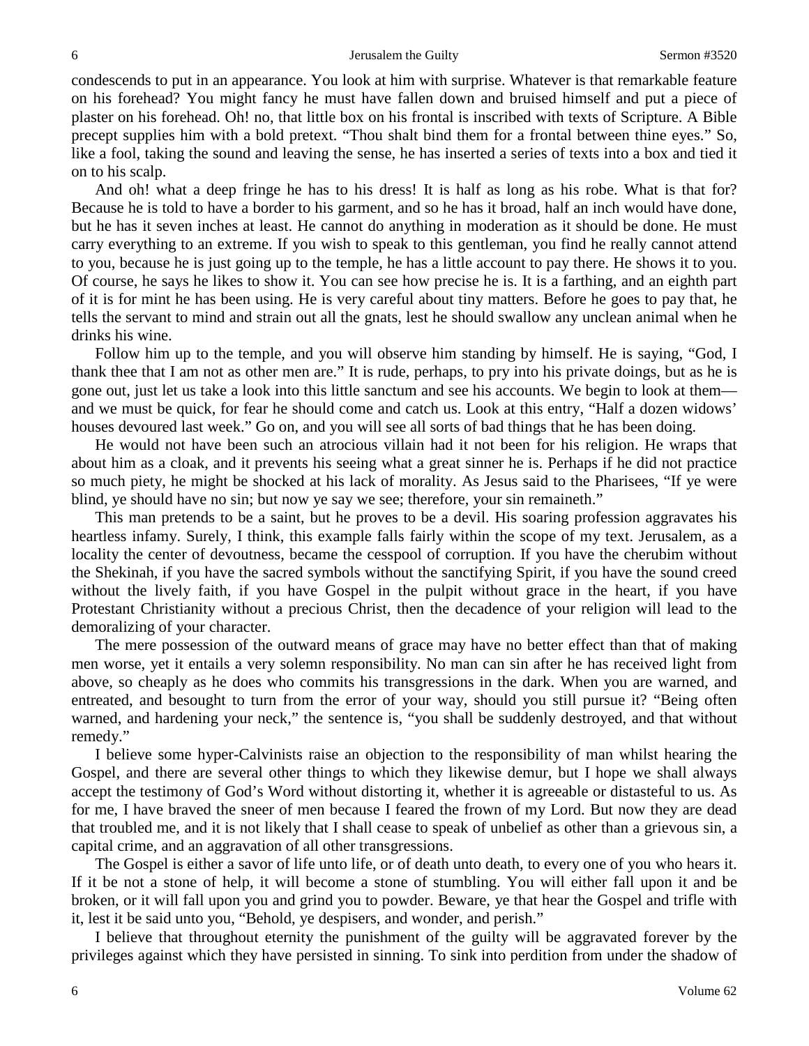condescends to put in an appearance. You look at him with surprise. Whatever is that remarkable feature on his forehead? You might fancy he must have fallen down and bruised himself and put a piece of plaster on his forehead. Oh! no, that little box on his frontal is inscribed with texts of Scripture. A Bible precept supplies him with a bold pretext. "Thou shalt bind them for a frontal between thine eyes." So, like a fool, taking the sound and leaving the sense, he has inserted a series of texts into a box and tied it on to his scalp.

And oh! what a deep fringe he has to his dress! It is half as long as his robe. What is that for? Because he is told to have a border to his garment, and so he has it broad, half an inch would have done, but he has it seven inches at least. He cannot do anything in moderation as it should be done. He must carry everything to an extreme. If you wish to speak to this gentleman, you find he really cannot attend to you, because he is just going up to the temple, he has a little account to pay there. He shows it to you. Of course, he says he likes to show it. You can see how precise he is. It is a farthing, and an eighth part of it is for mint he has been using. He is very careful about tiny matters. Before he goes to pay that, he tells the servant to mind and strain out all the gnats, lest he should swallow any unclean animal when he drinks his wine.

Follow him up to the temple, and you will observe him standing by himself. He is saying, "God, I thank thee that I am not as other men are." It is rude, perhaps, to pry into his private doings, but as he is gone out, just let us take a look into this little sanctum and see his accounts. We begin to look at them—and we must be quick, for fear he should come and catch us. Look at this entry, "Half a dozen widows' houses devoured last week." Go on, and you will see all sorts of bad things that he has been doing.

He would not have been such an atrocious villain had it not been for his religion. He wraps that about him as a cloak, and it prevents his seeing what a great sinner he is. Perhaps if he did not practice so much piety, he might be shocked at his lack of morality. As Jesus said to the Pharisees, "If ye were blind, ye should have no sin; but now ye say we see; therefore, your sin remaineth."

This man pretends to be a saint, but he proves to be a devil. His soaring profession aggravates his heartless infamy. Surely, I think, this example falls fairly within the scope of my text. Jerusalem, as a locality the center of devoutness, became the cesspool of corruption. If you have the cherubim without the Shekinah, if you have the sacred symbols without the sanctifying Spirit, if you have the sound creed without the lively faith, if you have Gospel in the pulpit without grace in the heart, if you have Protestant Christianity without a precious Christ, then the decadence of your religion will lead to the demoralizing of your character.

The mere possession of the outward means of grace may have no better effect than that of making men worse, yet it entails a very solemn responsibility. No man can sin after he has received light from above, so cheaply as he does who commits his transgressions in the dark. When you are warned, and entreated, and besought to turn from the error of your way, should you still pursue it? "Being often warned, and hardening your neck," the sentence is, "you shall be suddenly destroyed, and that without remedy."

I believe some hyper-Calvinists raise an objection to the responsibility of man whilst hearing the Gospel, and there are several other things to which they likewise demur, but I hope we shall always accept the testimony of God's Word without distorting it, whether it is agreeable or distasteful to us. As for me, I have braved the sneer of men because I feared the frown of my Lord. But now they are dead that troubled me, and it is not likely that I shall cease to speak of unbelief as other than a grievous sin, a capital crime, and an aggravation of all other transgressions.

The Gospel is either a savor of life unto life, or of death unto death, to every one of you who hears it. If it be not a stone of help, it will become a stone of stumbling. You will either fall upon it and be broken, or it will fall upon you and grind you to powder. Beware, ye that hear the Gospel and trifle with it, lest it be said unto you, "Behold, ye despisers, and wonder, and perish."

I believe that throughout eternity the punishment of the guilty will be aggravated forever by the privileges against which they have persisted in sinning. To sink into perdition from under the shadow of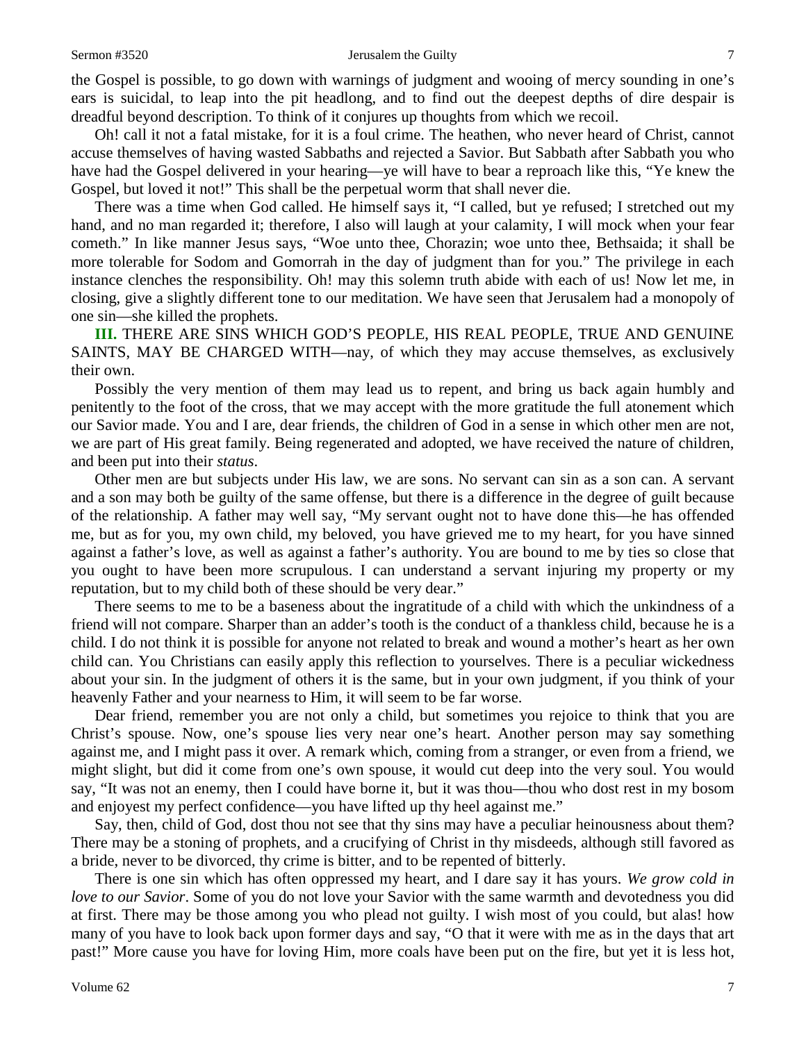the Gospel is possible, to go down with warnings of judgment and wooing of mercy sounding in one's ears is suicidal, to leap into the pit headlong, and to find out the deepest depths of dire despair is dreadful beyond description. To think of it conjures up thoughts from which we recoil.

Oh! call it not a fatal mistake, for it is a foul crime. The heathen, who never heard of Christ, cannot accuse themselves of having wasted Sabbaths and rejected a Savior. But Sabbath after Sabbath you who have had the Gospel delivered in your hearing—ye will have to bear a reproach like this, "Ye knew the Gospel, but loved it not!" This shall be the perpetual worm that shall never die.

There was a time when God called. He himself says it, "I called, but ye refused; I stretched out my hand, and no man regarded it; therefore, I also will laugh at your calamity, I will mock when your fear cometh." In like manner Jesus says, "Woe unto thee, Chorazin; woe unto thee, Bethsaida; it shall be more tolerable for Sodom and Gomorrah in the day of judgment than for you." The privilege in each instance clenches the responsibility. Oh! may this solemn truth abide with each of us! Now let me, in closing, give a slightly different tone to our meditation. We have seen that Jerusalem had a monopoly of one sin—she killed the prophets.

**III.** THERE ARE SINS WHICH GOD'S PEOPLE, HIS REAL PEOPLE, TRUE AND GENUINE SAINTS, MAY BE CHARGED WITH—nay, of which they may accuse themselves, as exclusively their own.

Possibly the very mention of them may lead us to repent, and bring us back again humbly and penitently to the foot of the cross, that we may accept with the more gratitude the full atonement which our Savior made. You and I are, dear friends, the children of God in a sense in which other men are not, we are part of His great family. Being regenerated and adopted, we have received the nature of children, and been put into their *status*.

Other men are but subjects under His law, we are sons. No servant can sin as a son can. A servant and a son may both be guilty of the same offense, but there is a difference in the degree of guilt because of the relationship. A father may well say, "My servant ought not to have done this—he has offended me, but as for you, my own child, my beloved, you have grieved me to my heart, for you have sinned against a father's love, as well as against a father's authority. You are bound to me by ties so close that you ought to have been more scrupulous. I can understand a servant injuring my property or my reputation, but to my child both of these should be very dear."

There seems to me to be a baseness about the ingratitude of a child with which the unkindness of a friend will not compare. Sharper than an adder's tooth is the conduct of a thankless child, because he is a child. I do not think it is possible for anyone not related to break and wound a mother's heart as her own child can. You Christians can easily apply this reflection to yourselves. There is a peculiar wickedness about your sin. In the judgment of others it is the same, but in your own judgment, if you think of your heavenly Father and your nearness to Him, it will seem to be far worse.

Dear friend, remember you are not only a child, but sometimes you rejoice to think that you are Christ's spouse. Now, one's spouse lies very near one's heart. Another person may say something against me, and I might pass it over. A remark which, coming from a stranger, or even from a friend, we might slight, but did it come from one's own spouse, it would cut deep into the very soul. You would say, "It was not an enemy, then I could have borne it, but it was thou—thou who dost rest in my bosom and enjoyest my perfect confidence—you have lifted up thy heel against me."

Say, then, child of God, dost thou not see that thy sins may have a peculiar heinousness about them? There may be a stoning of prophets, and a crucifying of Christ in thy misdeeds, although still favored as a bride, never to be divorced, thy crime is bitter, and to be repented of bitterly.

There is one sin which has often oppressed my heart, and I dare say it has yours. *We grow cold in love to our Savior*. Some of you do not love your Savior with the same warmth and devotedness you did at first. There may be those among you who plead not guilty. I wish most of you could, but alas! how many of you have to look back upon former days and say, "O that it were with me as in the days that art past!" More cause you have for loving Him, more coals have been put on the fire, but yet it is less hot,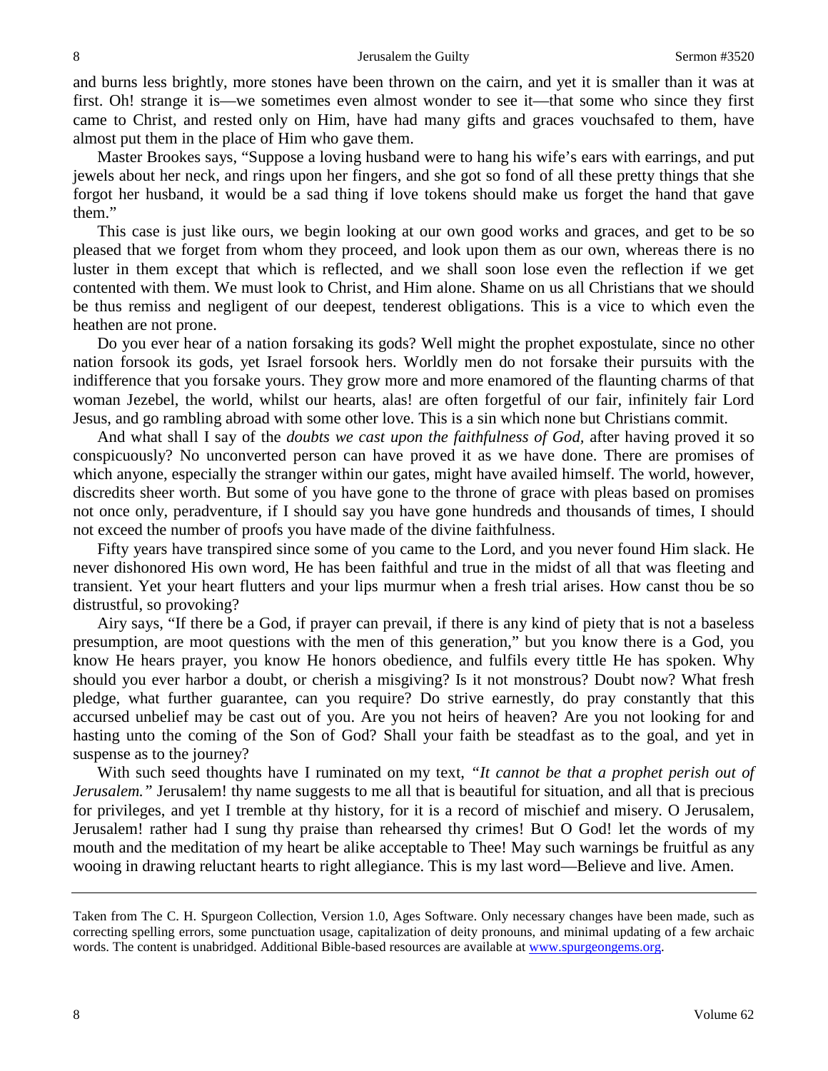and burns less brightly, more stones have been thrown on the cairn, and yet it is smaller than it was at first. Oh! strange it is—we sometimes even almost wonder to see it—that some who since they first came to Christ, and rested only on Him, have had many gifts and graces vouchsafed to them, have almost put them in the place of Him who gave them.

Master Brookes says, "Suppose a loving husband were to hang his wife's ears with earrings, and put jewels about her neck, and rings upon her fingers, and she got so fond of all these pretty things that she forgot her husband, it would be a sad thing if love tokens should make us forget the hand that gave them."

This case is just like ours, we begin looking at our own good works and graces, and get to be so pleased that we forget from whom they proceed, and look upon them as our own, whereas there is no luster in them except that which is reflected, and we shall soon lose even the reflection if we get contented with them. We must look to Christ, and Him alone. Shame on us all Christians that we should be thus remiss and negligent of our deepest, tenderest obligations. This is a vice to which even the heathen are not prone.

Do you ever hear of a nation forsaking its gods? Well might the prophet expostulate, since no other nation forsook its gods, yet Israel forsook hers. Worldly men do not forsake their pursuits with the indifference that you forsake yours. They grow more and more enamored of the flaunting charms of that woman Jezebel, the world, whilst our hearts, alas! are often forgetful of our fair, infinitely fair Lord Jesus, and go rambling abroad with some other love. This is a sin which none but Christians commit.

And what shall I say of the *doubts we cast upon the faithfulness of God,* after having proved it so conspicuously? No unconverted person can have proved it as we have done. There are promises of which anyone, especially the stranger within our gates, might have availed himself. The world, however, discredits sheer worth. But some of you have gone to the throne of grace with pleas based on promises not once only, peradventure, if I should say you have gone hundreds and thousands of times, I should not exceed the number of proofs you have made of the divine faithfulness.

Fifty years have transpired since some of you came to the Lord, and you never found Him slack. He never dishonored His own word, He has been faithful and true in the midst of all that was fleeting and transient. Yet your heart flutters and your lips murmur when a fresh trial arises. How canst thou be so distrustful, so provoking?

Airy says, "If there be a God, if prayer can prevail, if there is any kind of piety that is not a baseless presumption, are moot questions with the men of this generation," but you know there is a God, you know He hears prayer, you know He honors obedience, and fulfils every tittle He has spoken. Why should you ever harbor a doubt, or cherish a misgiving? Is it not monstrous? Doubt now? What fresh pledge, what further guarantee, can you require? Do strive earnestly, do pray constantly that this accursed unbelief may be cast out of you. Are you not heirs of heaven? Are you not looking for and hasting unto the coming of the Son of God? Shall your faith be steadfast as to the goal, and yet in suspense as to the journey?

With such seed thoughts have I ruminated on my text, *"It cannot be that a prophet perish out of Jerusalem."* Jerusalem! thy name suggests to me all that is beautiful for situation, and all that is precious for privileges, and yet I tremble at thy history, for it is a record of mischief and misery. O Jerusalem, Jerusalem! rather had I sung thy praise than rehearsed thy crimes! But O God! let the words of my mouth and the meditation of my heart be alike acceptable to Thee! May such warnings be fruitful as any wooing in drawing reluctant hearts to right allegiance. This is my last word—Believe and live. Amen.

---

Taken from The C. H. Spurgeon Collection, Version 1.0, Ages Software. Only necessary changes have been made, such as correcting spelling errors, some punctuation usage, capitalization of deity pronouns, and minimal updating of a few archaic words. The content is unabridged. Additional Bible-based resources are available at www.spurgeongems.org.